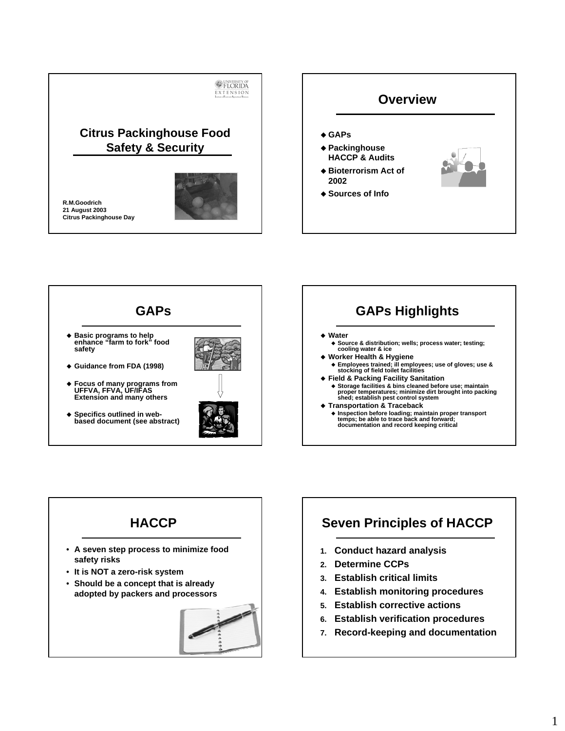## Citrus Packinghouse Food Safety & Security

R.M.Goodrich
21 August 2003
Citrus Packinghouse Day

## Overview

- GAPs
- Packinghouse HACCP & Audits
- Bioterrorism Act of 2002
- Sources of Info

## GAPs

- Basic programs to help enhance "farm to fork" food safety
- Guidance from FDA (1998)
- Focus of many programs from UFFVA, FFVA, UF/IFAS Extension and many others
- Specifics outlined in web-based document (see abstract)

## GAPs Highlights

- Water
  - Source & distribution; wells; process water; testing; cooling water & ice
- Worker Health & Hygiene
  - Employees trained; ill employees; use of gloves; use & stocking of field toilet facilities
- Field & Packing Facility Sanitation
  - Storage facilities & bins cleaned before use; maintain proper temperatures; minimize dirt brought into packing shed; establish pest control system
- Transportation & Traceback
  - Inspection before loading; maintain proper transport temps; be able to trace back and forward; documentation and record keeping critical

## HACCP

- A seven step process to minimize food safety risks
- It is NOT a zero-risk system
- Should be a concept that is already adopted by packers and processors

## Seven Principles of HACCP

1. Conduct hazard analysis
2. Determine CCPs
3. Establish critical limits
4. Establish monitoring procedures
5. Establish corrective actions
6. Establish verification procedures
7. Record-keeping and documentation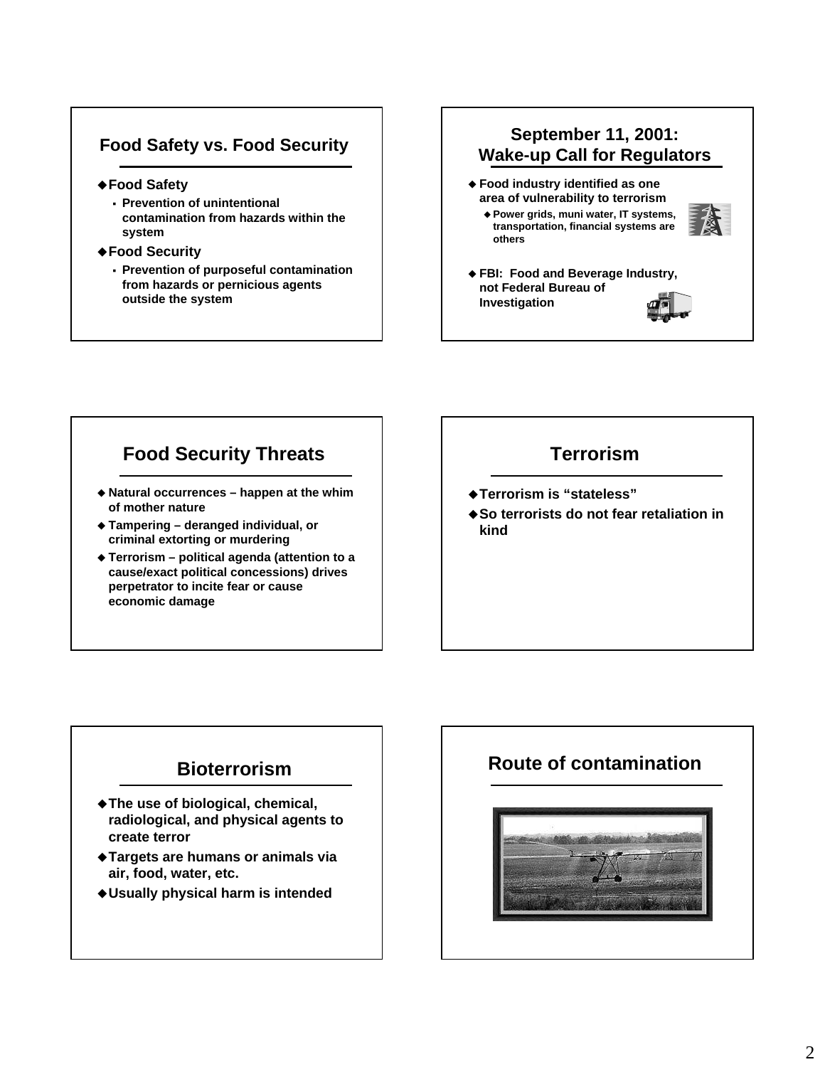## Food Safety vs. Food Security

- **Food Safety**
  - Prevention of unintentional contamination from hazards within the system
- **Food Security**
  - Prevention of purposeful contamination from hazards or pernicious agents outside the system

## September 11, 2001: Wake-up Call for Regulators

- Food industry identified as one area of vulnerability to terrorism
  - Power grids, muni water, IT systems, transportation, financial systems are others
- FBI: Food and Beverage Industry, not Federal Bureau of Investigation

## Food Security Threats

- Natural occurrences – happen at the whim of mother nature
- Tampering – deranged individual, or criminal extorting or murdering
- Terrorism – political agenda (attention to a cause/exact political concessions) drives perpetrator to incite fear or cause economic damage

## Terrorism

- Terrorism is "stateless"
- So terrorists do not fear retaliation in kind

## Bioterrorism

- The use of biological, chemical, radiological, and physical agents to create terror
- Targets are humans or animals via air, food, water, etc.
- Usually physical harm is intended

## Route of contamination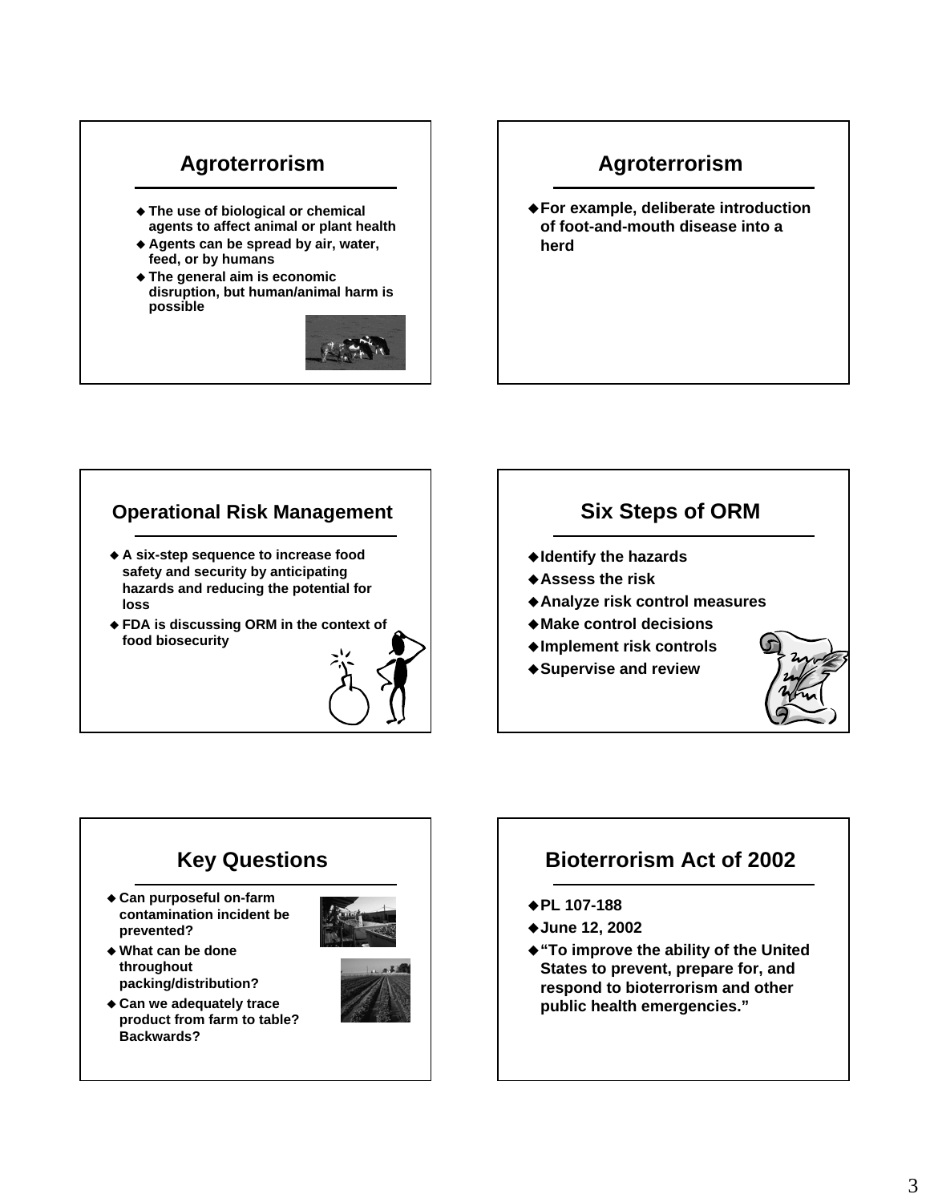## Agroterrorism

- The use of biological or chemical agents to affect animal or plant health
- Agents can be spread by air, water, feed, or by humans
- The general aim is economic disruption, but human/animal harm is possible

## Agroterrorism

- For example, deliberate introduction of foot-and-mouth disease into a herd

## Operational Risk Management

- A six-step sequence to increase food safety and security by anticipating hazards and reducing the potential for loss
- FDA is discussing ORM in the context of food biosecurity

## Six Steps of ORM

- Identify the hazards
- Assess the risk
- Analyze risk control measures
- Make control decisions
- Implement risk controls
- Supervise and review

## Key Questions

- Can purposeful on-farm contamination incident be prevented?
- What can be done throughout packing/distribution?
- Can we adequately trace product from farm to table? Backwards?

## Bioterrorism Act of 2002

- PL 107-188
- June 12, 2002
- "To improve the ability of the United States to prevent, prepare for, and respond to bioterrorism and other public health emergencies."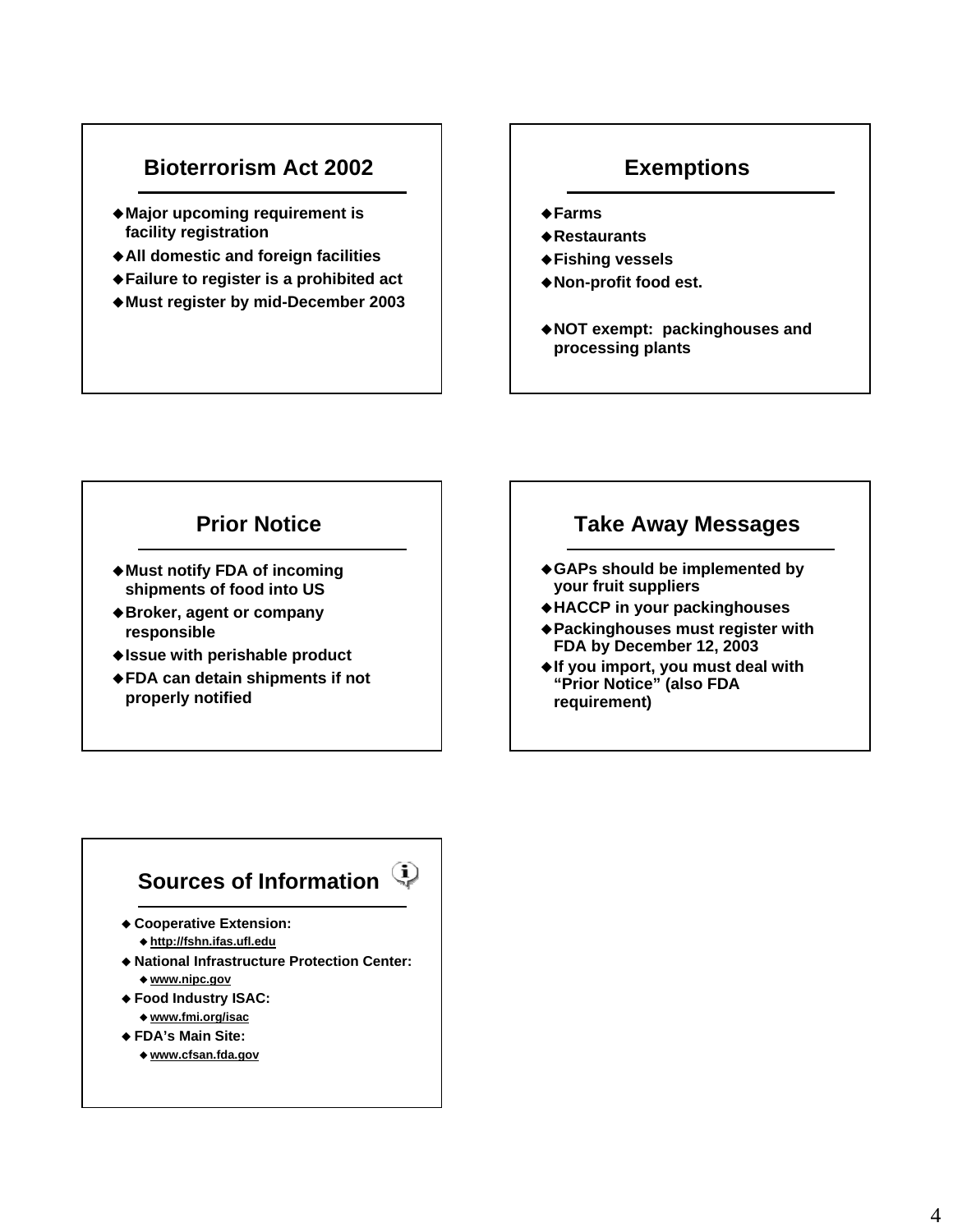## Bioterrorism Act 2002

- Major upcoming requirement is facility registration
- All domestic and foreign facilities
- Failure to register is a prohibited act
- Must register by mid-December 2003

## Exemptions

- Farms
- Restaurants
- Fishing vessels
- Non-profit food est.

- NOT exempt: packinghouses and processing plants

## Prior Notice

- Must notify FDA of incoming shipments of food into US
- Broker, agent or company responsible
- Issue with perishable product
- FDA can detain shipments if not properly notified

## Take Away Messages

- GAPs should be implemented by your fruit suppliers
- HACCP in your packinghouses
- Packinghouses must register with FDA by December 12, 2003
- If you import, you must deal with "Prior Notice" (also FDA requirement)

## Sources of Information

- Cooperative Extension:
  - http://fshn.ifas.ufl.edu
- National Infrastructure Protection Center:
  - www.nipc.gov
- Food Industry ISAC:
  - www.fmi.org/isac
- FDA's Main Site:
  - www.cfsan.fda.gov